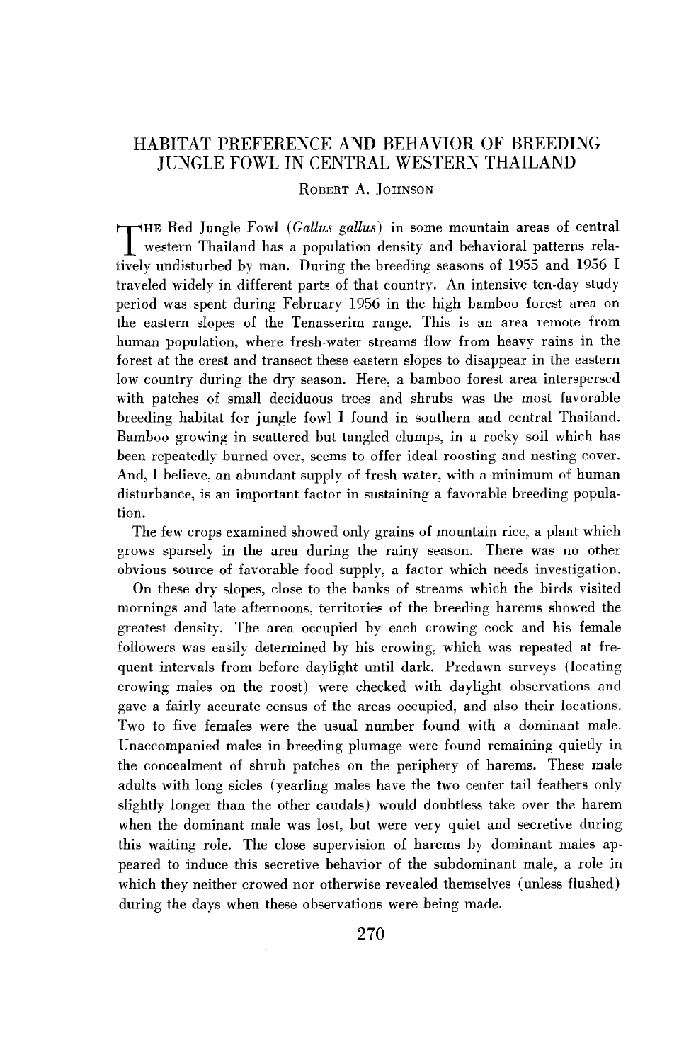# HABITAT PREFERENCE AND BEHAVIOR OF BREEDING JUNGLE FOWL IN CENTRAL WESTERN THAILAND

ROBERT A. JOHNSON

THE Red Jungle Fowl (*Gallus gallus*) in some mountain areas of central western Thailand has a population density and behavioral patterns relatively undisturbed by man. During the breeding seasons of 1955 and 1956 I traveled widely in different parts of that country. An intensive ten-day study period was spent during February 1956 in the high bamboo forest area on the eastern slopes of the Tenasserim range. This is an area remote from human population, where fresh-water streams flow from heavy rains in the forest at the crest and transect these eastern slopes to disappear in the eastern low country during the dry season. Here, a bamboo forest area interspersed with patches of small deciduous trees and shrubs was the most favorable breeding habitat for jungle fowl I found in southern and central Thailand. Bamboo growing in scattered but tangled clumps, in a rocky soil which has been repeatedly burned over, seems to offer ideal roosting and nesting cover. And, I believe, an abundant supply of fresh water, with a minimum of human disturbance, is an important factor in sustaining a favorable breeding population.

The few crops examined showed only grains of mountain rice, a plant which grows sparsely in the area during the rainy season. There was no other obvious source of favorable food supply, a factor which needs investigation.

On these dry slopes, close to the banks of streams which the birds visited mornings and late afternoons, territories of the breeding harems showed the greatest density. The area occupied by each crowing cock and his female followers was easily determined by his crowing, which was repeated at frequent intervals from before daylight until dark. Predawn surveys (locating crowing males on the roost) were checked with daylight observations and gave a fairly accurate census of the areas occupied, and also their locations. Two to five females were the usual number found with a dominant male. Unaccompanied males in breeding plumage were found remaining quietly in the concealment of shrub patches on the periphery of harems. These male adults with long sicles (yearling males have the two center tail feathers only slightly longer than the other caudals) would doubtless take over the harem when the dominant male was lost, but were very quiet and secretive during this waiting role. The close supervision of harems by dominant males appeared to induce this secretive behavior of the subdominant male, a role in which they neither crowed nor otherwise revealed themselves (unless flushed) during the days when these observations were being made.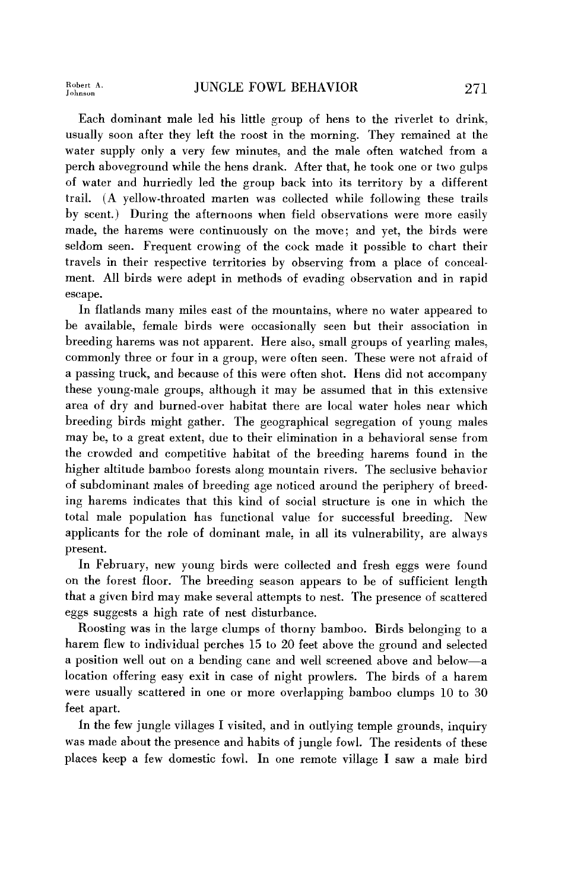Each dominant male led his little group of hens to the riverlet to drink, usually soon after they left the roost in the morning. They remained at the water supply only a very few minutes, and the male often watched from a perch aboveground while the hens drank. After that, he took one or two gulps of water and hurriedly led the group back into its territory by a different trail. (A yellow-throated marten was collected while following these trails by scent.) During the afternoons when field observations were more easily made, the harems were continuously on the move; and yet, the birds were seldom seen. Frequent crowing of the cock made it possible to chart their travels in their respective territories by observing from a place of concealment. All birds were adept in methods of evading observation and in rapid escape.

In flatlands many miles east of the mountains, where no water appeared to be available, female birds were occasionally seen but their association in breeding harems was not apparent. Here also, small groups of yearling males, commonly three or four in a group, were often seen. These were not afraid of a passing truck, and because of this were often shot. Hens did not accompany these young-male groups, although it may be assumed that in this extensive area of dry and burned-over habitat there are local water holes near which breeding birds might gather. The geographical segregation of young males may be, to a great extent, due to their elimination in a behavioral sense from the crowded and competitive habitat of the breeding harems found in the higher altitude bamboo forests along mountain rivers. The seclusive behavior of subdominant males of breeding age noticed around the periphery of breeding harems indicates that this kind of social structure is one in which the total male population has functional value for successful breeding. New applicants for the role of dominant male, in all its vulnerability, are always present.

In February, new young birds were collected and fresh eggs were found on the forest floor. The breeding season appears to be of sufficient length that a given bird may make several attempts to nest. The presence of scattered eggs suggests a high rate of nest disturbance.

Roosting was in the large clumps of thorny bamboo. Birds belonging to a harem flew to individual perches 15 to 20 feet above the ground and selected a position well out on a bending cane and well screened above and below—a location offering easy exit in case of night prowlers. The birds of a harem were usually scattered in one or more overlapping bamboo clumps 10 to 30 feet apart.

In the few jungle villages I visited, and in outlying temple grounds, inquiry was made about the presence and habits of jungle fowl. The residents of these places keep a few domestic fowl. In one remote village I saw a male bird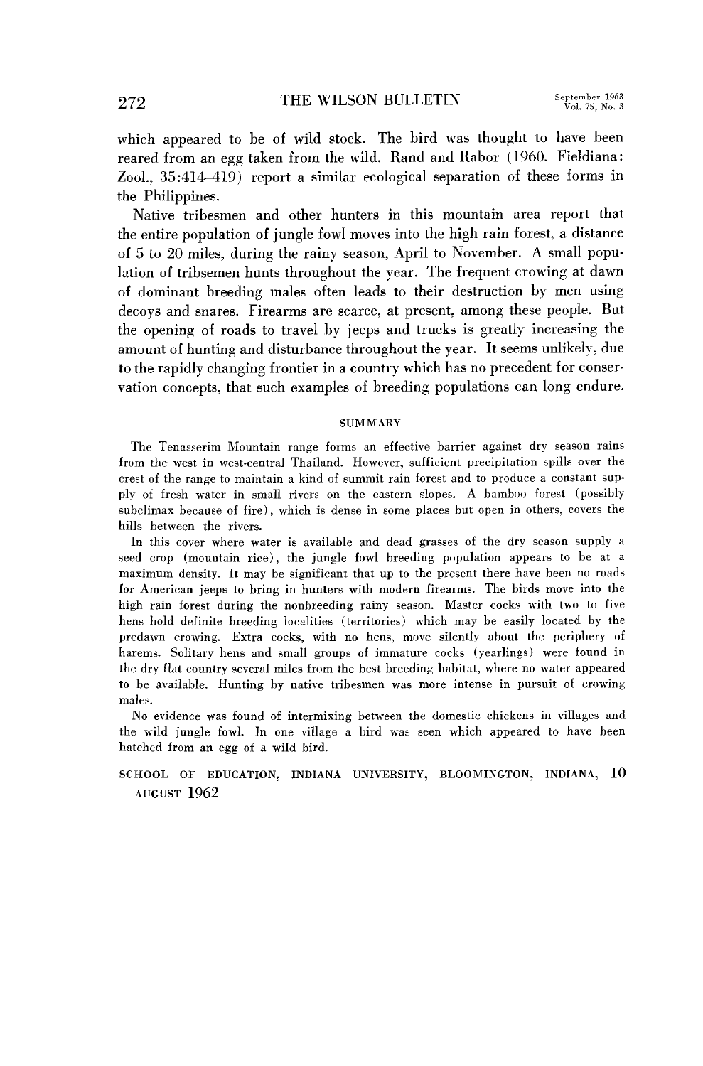which appeared to be of wild stock. The bird was thought to have been reared from an egg taken from the wild. Rand and Rabor (1960. Fieldiana: Zool., 35:414–419) report a similar ecological separation of these forms in the Philippines.

Native tribesmen and other hunters in this mountain area report that the entire population of jungle fowl moves into the high rain forest, a distance of 5 to 20 miles, during the rainy season, April to November. A small population of tribsemen hunts throughout the year. The frequent crowing at dawn of dominant breeding males often leads to their destruction by men using decoys and snares. Firearms are scarce, at present, among these people. But the opening of roads to travel by jeeps and trucks is greatly increasing the amount of hunting and disturbance throughout the year. It seems unlikely, due to the rapidly changing frontier in a country which has no precedent for conservation concepts, that such examples of breeding populations can long endure.

## SUMMARY

The Tenasserim Mountain range forms an effective barrier against dry season rains from the west in west-central Thailand. However, sufficient precipitation spills over the crest of the range to maintain a kind of summit rain forest and to produce a constant supply of fresh water in small rivers on the eastern slopes. A bamboo forest (possibly subclimax because of fire), which is dense in some places but open in others, covers the hills between the rivers.

In this cover where water is available and dead grasses of the dry season supply a seed crop (mountain rice), the jungle fowl breeding population appears to be at a maximum density. It may be significant that up to the present there have been no roads for American jeeps to bring in hunters with modern firearms. The birds move into the high rain forest during the nonbreeding rainy season. Master cocks with two to five hens hold definite breeding localities (territories) which may be easily located by the predawn crowing. Extra cocks, with no hens, move silently about the periphery of harems. Solitary hens and small groups of immature cocks (yearlings) were found in the dry flat country several miles from the best breeding habitat, where no water appeared to be available. Hunting by native tribesmen was more intense in pursuit of crowing males.

No evidence was found of intermixing between the domestic chickens in villages and the wild jungle fowl. In one village a bird was seen which appeared to have been hatched from an egg of a wild bird.

SCHOOL OF EDUCATION, INDIANA UNIVERSITY, BLOOMINGTON, INDIANA, 10 AUGUST 1962